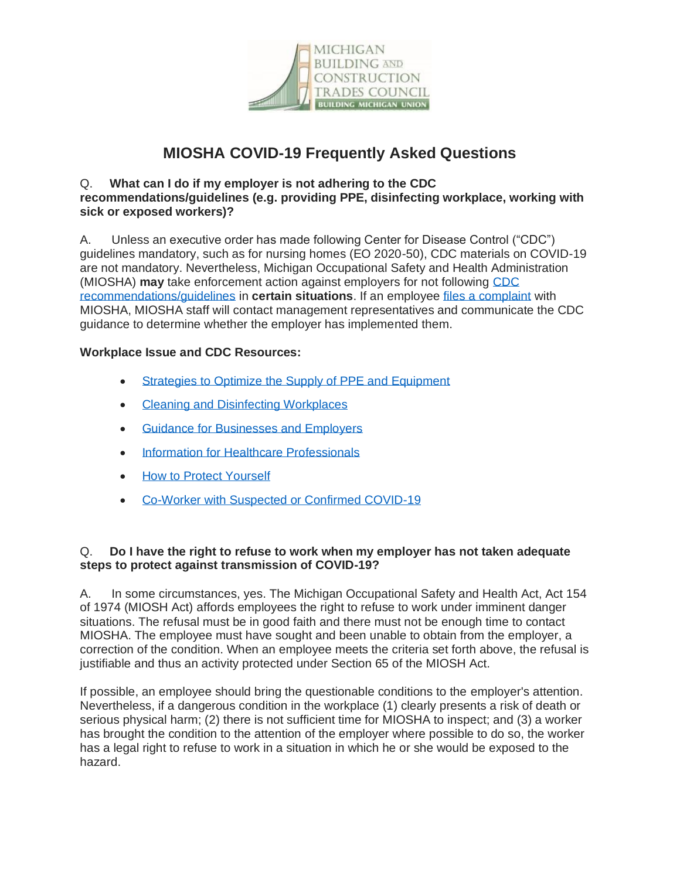MICHIGAN BUILDING AND CONSTRUCTION TRADES COUNCIL
BUILDING MICHIGAN UNION

# MIOSHA COVID-19 Frequently Asked Questions

Q. **What can I do if my employer is not adhering to the CDC recommendations/guidelines (e.g. providing PPE, disinfecting workplace, working with sick or exposed workers)?**

A. Unless an executive order has made following Center for Disease Control ("CDC") guidelines mandatory, such as for nursing homes (EO 2020-50), CDC materials on COVID-19 are not mandatory. Nevertheless, Michigan Occupational Safety and Health Administration (MIOSHA) **may** take enforcement action against employers for not following CDC recommendations/guidelines in **certain situations**. If an employee files a complaint with MIOSHA, MIOSHA staff will contact management representatives and communicate the CDC guidance to determine whether the employer has implemented them.

**Workplace Issue and CDC Resources:**

- Strategies to Optimize the Supply of PPE and Equipment
- Cleaning and Disinfecting Workplaces
- Guidance for Businesses and Employers
- Information for Healthcare Professionals
- How to Protect Yourself
- Co-Worker with Suspected or Confirmed COVID-19

Q. **Do I have the right to refuse to work when my employer has not taken adequate steps to protect against transmission of COVID-19?**

A. In some circumstances, yes. The Michigan Occupational Safety and Health Act, Act 154 of 1974 (MIOSH Act) affords employees the right to refuse to work under imminent danger situations. The refusal must be in good faith and there must not be enough time to contact MIOSHA. The employee must have sought and been unable to obtain from the employer, a correction of the condition. When an employee meets the criteria set forth above, the refusal is justifiable and thus an activity protected under Section 65 of the MIOSH Act.

If possible, an employee should bring the questionable conditions to the employer's attention. Nevertheless, if a dangerous condition in the workplace (1) clearly presents a risk of death or serious physical harm; (2) there is not sufficient time for MIOSHA to inspect; and (3) a worker has brought the condition to the attention of the employer where possible to do so, the worker has a legal right to refuse to work in a situation in which he or she would be exposed to the hazard.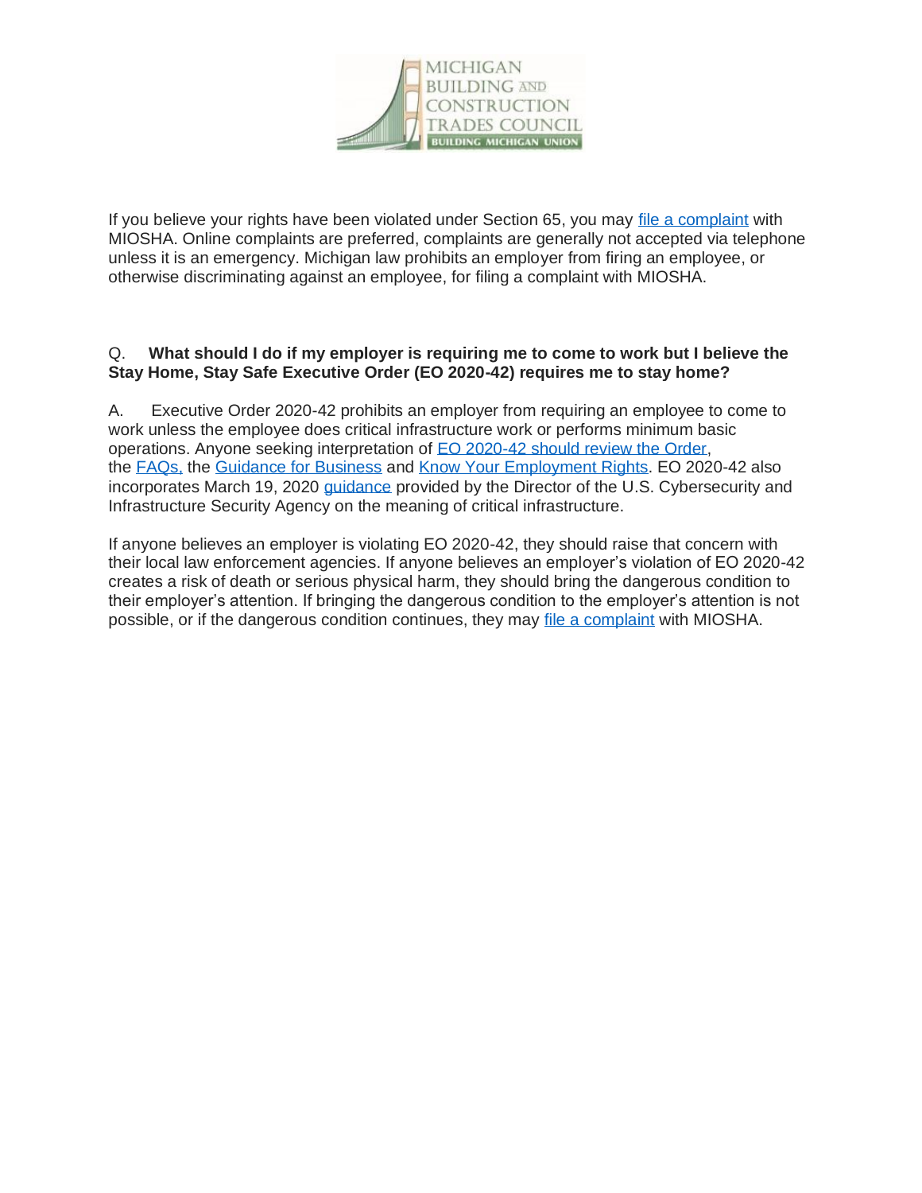If you believe your rights have been violated under Section 65, you may file a complaint with MIOSHA. Online complaints are preferred, complaints are generally not accepted via telephone unless it is an emergency. Michigan law prohibits an employer from firing an employee, or otherwise discriminating against an employee, for filing a complaint with MIOSHA.

Q. **What should I do if my employer is requiring me to come to work but I believe the Stay Home, Stay Safe Executive Order (EO 2020-42) requires me to stay home?**

A. Executive Order 2020-42 prohibits an employer from requiring an employee to come to work unless the employee does critical infrastructure work or performs minimum basic operations. Anyone seeking interpretation of EO 2020-42 should review the Order, the FAQs, the Guidance for Business and Know Your Employment Rights. EO 2020-42 also incorporates March 19, 2020 guidance provided by the Director of the U.S. Cybersecurity and Infrastructure Security Agency on the meaning of critical infrastructure.

If anyone believes an employer is violating EO 2020-42, they should raise that concern with their local law enforcement agencies. If anyone believes an employer's violation of EO 2020-42 creates a risk of death or serious physical harm, they should bring the dangerous condition to their employer's attention. If bringing the dangerous condition to the employer's attention is not possible, or if the dangerous condition continues, they may file a complaint with MIOSHA.